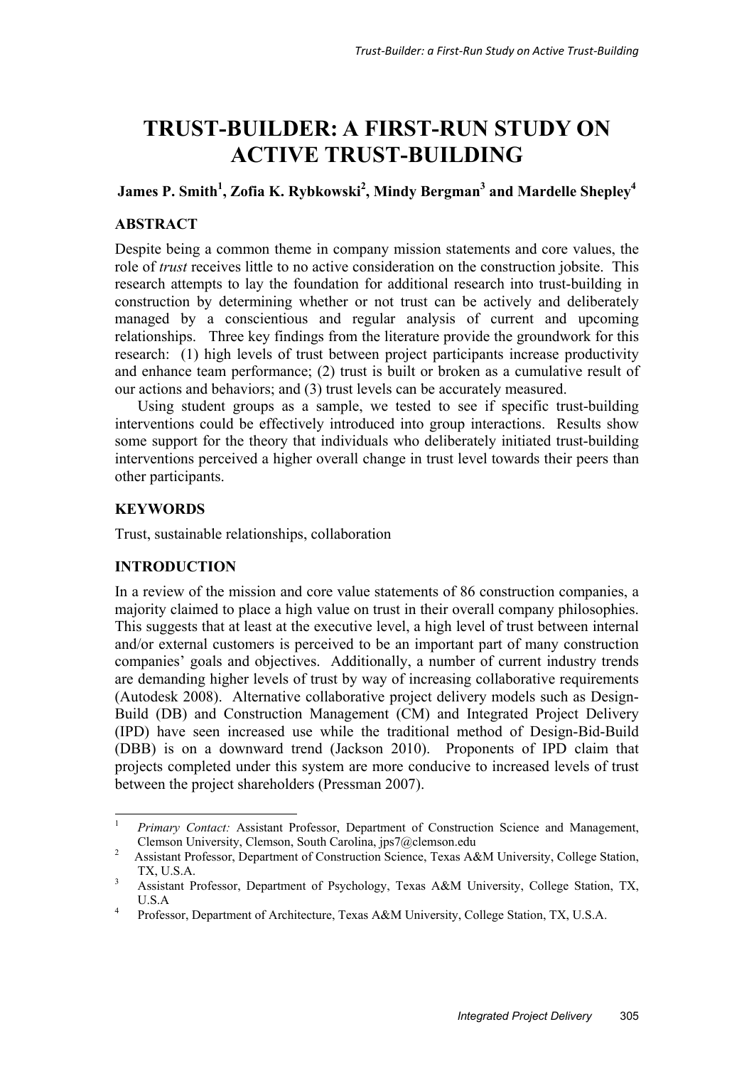# TRUST-BUILDER: A FIRST-RUN STUDY ON ACTIVE TRUST-BUILDING

**James P. Smith[1], Zofia K. Rybkowski[2], Mindy Bergman[3] and Mardelle Shepley[4]**

## ABSTRACT

Despite being a common theme in company mission statements and core values, the role of *trust* receives little to no active consideration on the construction jobsite. This research attempts to lay the foundation for additional research into trust-building in construction by determining whether or not trust can be actively and deliberately managed by a conscientious and regular analysis of current and upcoming relationships. Three key findings from the literature provide the groundwork for this research: (1) high levels of trust between project participants increase productivity and enhance team performance; (2) trust is built or broken as a cumulative result of our actions and behaviors; and (3) trust levels can be accurately measured.

Using student groups as a sample, we tested to see if specific trust-building interventions could be effectively introduced into group interactions. Results show some support for the theory that individuals who deliberately initiated trust-building interventions perceived a higher overall change in trust level towards their peers than other participants.

## KEYWORDS

Trust, sustainable relationships, collaboration

## INTRODUCTION

In a review of the mission and core value statements of 86 construction companies, a majority claimed to place a high value on trust in their overall company philosophies. This suggests that at least at the executive level, a high level of trust between internal and/or external customers is perceived to be an important part of many construction companies' goals and objectives. Additionally, a number of current industry trends are demanding higher levels of trust by way of increasing collaborative requirements (Autodesk 2008). Alternative collaborative project delivery models such as Design-Build (DB) and Construction Management (CM) and Integrated Project Delivery (IPD) have seen increased use while the traditional method of Design-Bid-Build (DBB) is on a downward trend (Jackson 2010). Proponents of IPD claim that projects completed under this system are more conducive to increased levels of trust between the project shareholders (Pressman 2007).

---

[1] *Primary Contact:* Assistant Professor, Department of Construction Science and Management, Clemson University, Clemson, South Carolina, jps7@clemson.edu

[2] Assistant Professor, Department of Construction Science, Texas A&M University, College Station, TX, U.S.A.

[3] Assistant Professor, Department of Psychology, Texas A&M University, College Station, TX, U.S.A

[4] Professor, Department of Architecture, Texas A&M University, College Station, TX, U.S.A.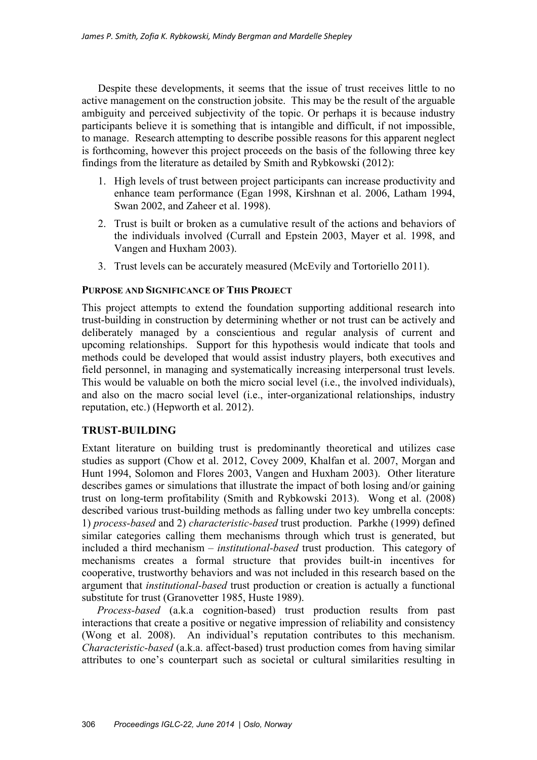Despite these developments, it seems that the issue of trust receives little to no active management on the construction jobsite. This may be the result of the arguable ambiguity and perceived subjectivity of the topic. Or perhaps it is because industry participants believe it is something that is intangible and difficult, if not impossible, to manage. Research attempting to describe possible reasons for this apparent neglect is forthcoming, however this project proceeds on the basis of the following three key findings from the literature as detailed by Smith and Rybkowski (2012):

1. High levels of trust between project participants can increase productivity and enhance team performance (Egan 1998, Kirshnan et al. 2006, Latham 1994, Swan 2002, and Zaheer et al. 1998).
2. Trust is built or broken as a cumulative result of the actions and behaviors of the individuals involved (Currall and Epstein 2003, Mayer et al. 1998, and Vangen and Huxham 2003).
3. Trust levels can be accurately measured (McEvily and Tortoriello 2011).

## PURPOSE AND SIGNIFICANCE OF THIS PROJECT

This project attempts to extend the foundation supporting additional research into trust-building in construction by determining whether or not trust can be actively and deliberately managed by a conscientious and regular analysis of current and upcoming relationships. Support for this hypothesis would indicate that tools and methods could be developed that would assist industry players, both executives and field personnel, in managing and systematically increasing interpersonal trust levels. This would be valuable on both the micro social level (i.e., the involved individuals), and also on the macro social level (i.e., inter-organizational relationships, industry reputation, etc.) (Hepworth et al. 2012).

## TRUST-BUILDING

Extant literature on building trust is predominantly theoretical and utilizes case studies as support (Chow et al. 2012, Covey 2009, Khalfan et al. 2007, Morgan and Hunt 1994, Solomon and Flores 2003, Vangen and Huxham 2003). Other literature describes games or simulations that illustrate the impact of both losing and/or gaining trust on long-term profitability (Smith and Rybkowski 2013). Wong et al. (2008) described various trust-building methods as falling under two key umbrella concepts: 1) *process-based* and 2) *characteristic-based* trust production. Parkhe (1999) defined similar categories calling them mechanisms through which trust is generated, but included a third mechanism – *institutional-based* trust production. This category of mechanisms creates a formal structure that provides built-in incentives for cooperative, trustworthy behaviors and was not included in this research based on the argument that *institutional-based* trust production or creation is actually a functional substitute for trust (Granovetter 1985, Huste 1989).

*Process-based* (a.k.a cognition-based) trust production results from past interactions that create a positive or negative impression of reliability and consistency (Wong et al. 2008). An individual's reputation contributes to this mechanism. *Characteristic-based* (a.k.a. affect-based) trust production comes from having similar attributes to one's counterpart such as societal or cultural similarities resulting in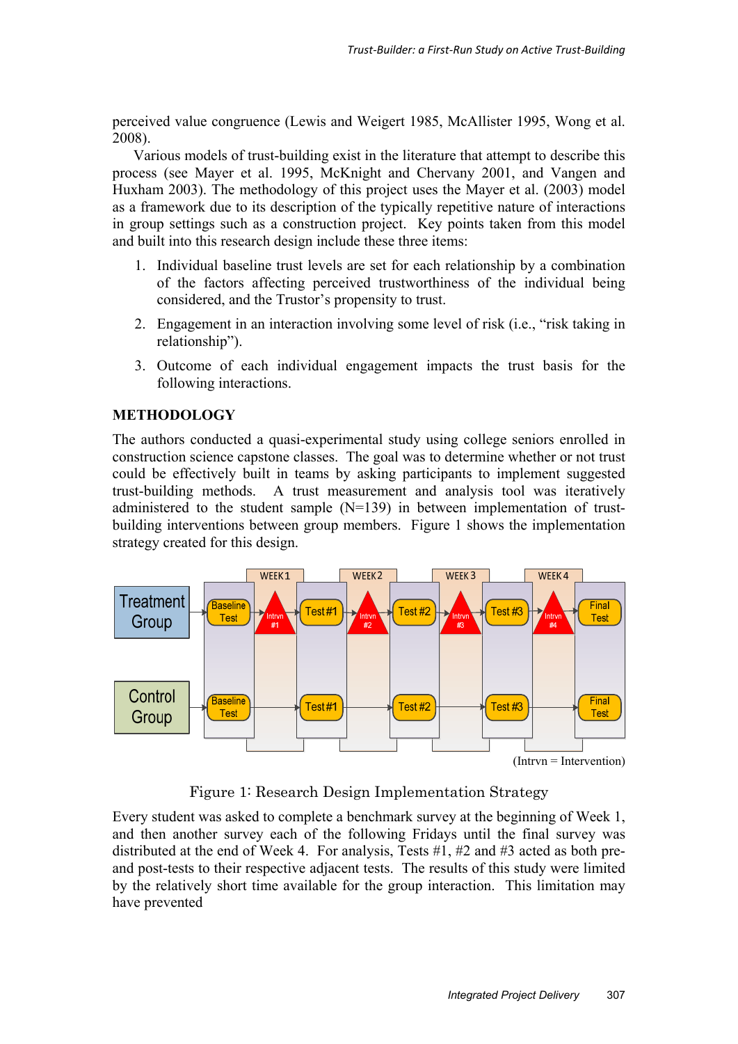perceived value congruence (Lewis and Weigert 1985, McAllister 1995, Wong et al. 2008).

Various models of trust-building exist in the literature that attempt to describe this process (see Mayer et al. 1995, McKnight and Chervany 2001, and Vangen and Huxham 2003). The methodology of this project uses the Mayer et al. (2003) model as a framework due to its description of the typically repetitive nature of interactions in group settings such as a construction project. Key points taken from this model and built into this research design include these three items:

1. Individual baseline trust levels are set for each relationship by a combination of the factors affecting perceived trustworthiness of the individual being considered, and the Trustor's propensity to trust.
2. Engagement in an interaction involving some level of risk (i.e., "risk taking in relationship").
3. Outcome of each individual engagement impacts the trust basis for the following interactions.

## METHODOLOGY

The authors conducted a quasi-experimental study using college seniors enrolled in construction science capstone classes. The goal was to determine whether or not trust could be effectively built in teams by asking participants to implement suggested trust-building methods. A trust measurement and analysis tool was iteratively administered to the student sample (N=139) in between implementation of trust-building interventions between group members. Figure 1 shows the implementation strategy created for this design.

| | | WEEK 1 | | WEEK 2 | | WEEK 3 | | WEEK 4 | |
|---|---|---|---|---|---|---|---|---|---|
| Treatment Group | Baseline Test | Intrvn #1 | Test #1 | Intrvn #2 | Test #2 | Intrvn #3 | Test #3 | Intrvn #4 | Final Test |
| Control Group | Baseline Test | | Test #1 | | Test #2 | | Test #3 | | Final Test |

(Intrvn = Intervention)

Figure 1: Research Design Implementation Strategy

Every student was asked to complete a benchmark survey at the beginning of Week 1, and then another survey each of the following Fridays until the final survey was distributed at the end of Week 4. For analysis, Tests #1, #2 and #3 acted as both pre- and post-tests to their respective adjacent tests. The results of this study were limited by the relatively short time available for the group interaction. This limitation may have prevented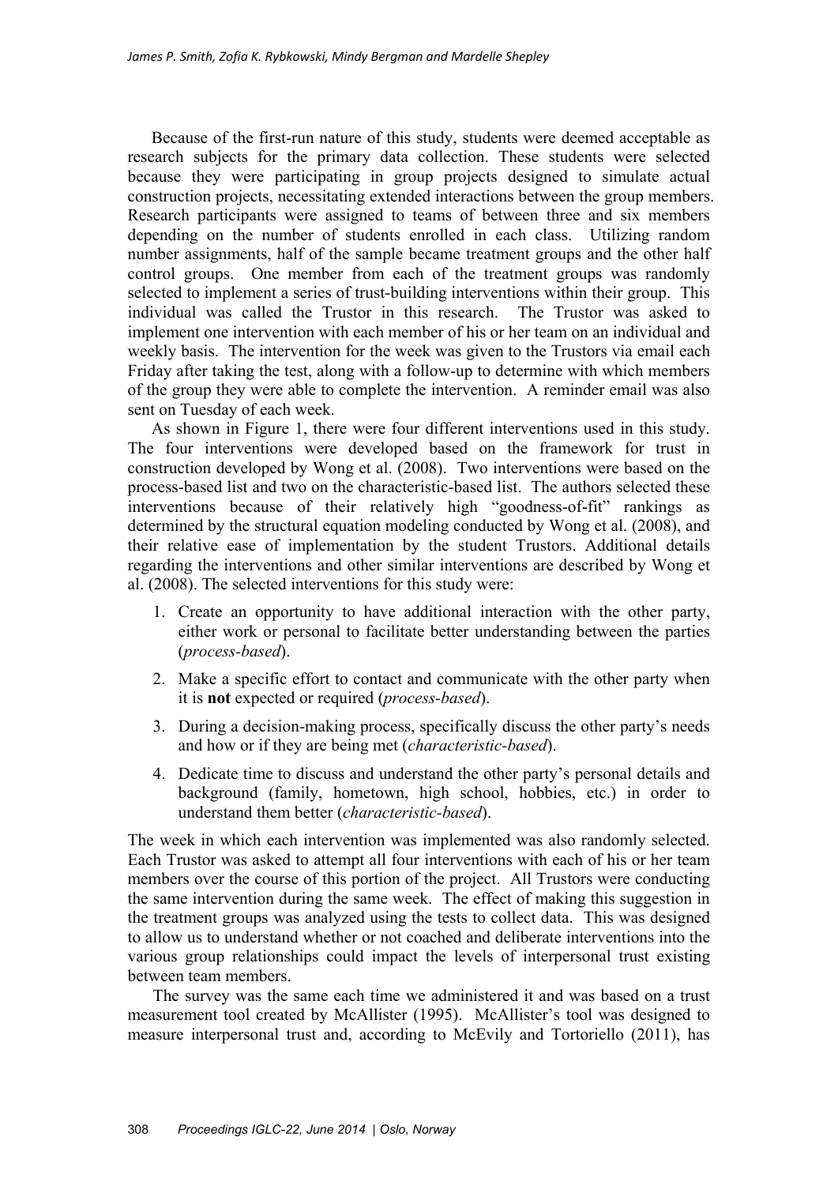Because of the first-run nature of this study, students were deemed acceptable as research subjects for the primary data collection. These students were selected because they were participating in group projects designed to simulate actual construction projects, necessitating extended interactions between the group members. Research participants were assigned to teams of between three and six members depending on the number of students enrolled in each class. Utilizing random number assignments, half of the sample became treatment groups and the other half control groups. One member from each of the treatment groups was randomly selected to implement a series of trust-building interventions within their group. This individual was called the Trustor in this research. The Trustor was asked to implement one intervention with each member of his or her team on an individual and weekly basis. The intervention for the week was given to the Trustors via email each Friday after taking the test, along with a follow-up to determine with which members of the group they were able to complete the intervention. A reminder email was also sent on Tuesday of each week.

As shown in Figure 1, there were four different interventions used in this study. The four interventions were developed based on the framework for trust in construction developed by Wong et al. (2008). Two interventions were based on the process-based list and two on the characteristic-based list. The authors selected these interventions because of their relatively high "goodness-of-fit" rankings as determined by the structural equation modeling conducted by Wong et al. (2008), and their relative ease of implementation by the student Trustors. Additional details regarding the interventions and other similar interventions are described by Wong et al. (2008). The selected interventions for this study were:

1. Create an opportunity to have additional interaction with the other party, either work or personal to facilitate better understanding between the parties (*process-based*).
2. Make a specific effort to contact and communicate with the other party when it is **not** expected or required (*process-based*).
3. During a decision-making process, specifically discuss the other party's needs and how or if they are being met (*characteristic-based*).
4. Dedicate time to discuss and understand the other party's personal details and background (family, hometown, high school, hobbies, etc.) in order to understand them better (*characteristic-based*).

The week in which each intervention was implemented was also randomly selected. Each Trustor was asked to attempt all four interventions with each of his or her team members over the course of this portion of the project. All Trustors were conducting the same intervention during the same week. The effect of making this suggestion in the treatment groups was analyzed using the tests to collect data. This was designed to allow us to understand whether or not coached and deliberate interventions into the various group relationships could impact the levels of interpersonal trust existing between team members.

The survey was the same each time we administered it and was based on a trust measurement tool created by McAllister (1995). McAllister's tool was designed to measure interpersonal trust and, according to McEvily and Tortoriello (2011), has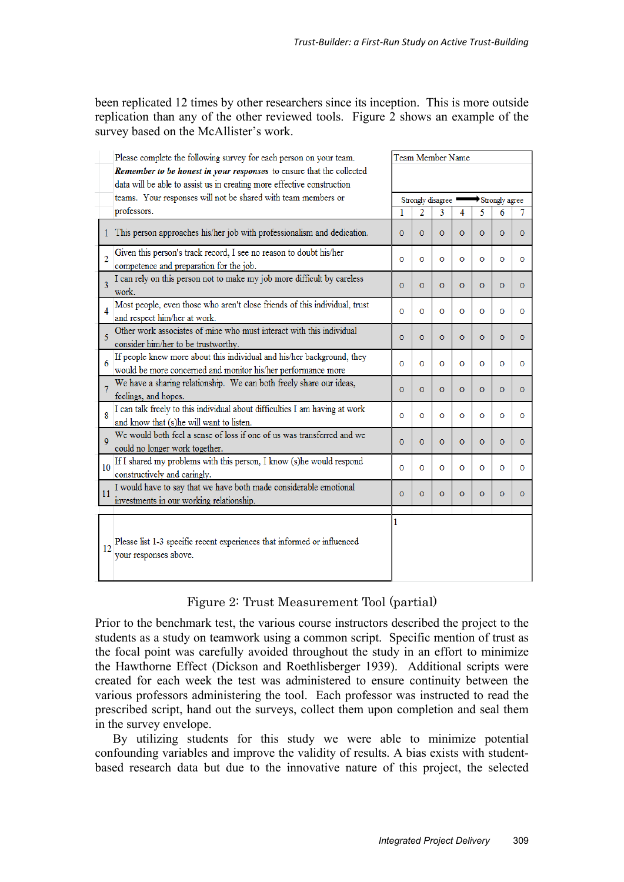been replicated 12 times by other researchers since its inception. This is more outside replication than any of the other reviewed tools. Figure 2 shows an example of the survey based on the McAllister's work.

| | Please complete the following survey for each person on your team. ***Remember to be honest in your responses*** to ensure that the collected data will be able to assist us in creating more effective construction teams. Your responses will not be shared with team members or professors. | Team Member Name | | | | | | |
|---|---|---|---|---|---|---|---|---|
| | | Strongly disagree → Strongly agree | | | | | | |
| | | 1 | 2 | 3 | 4 | 5 | 6 | 7 |
| 1 | This person approaches his/her job with professionalism and dedication. | o | o | o | o | o | o | o |
| 2 | Given this person's track record, I see no reason to doubt his/her competence and preparation for the job. | o | o | o | o | o | o | o |
| 3 | I can rely on this person not to make my job more difficult by careless work. | o | o | o | o | o | o | o |
| 4 | Most people, even those who aren't close friends of this individual, trust and respect him/her at work. | o | o | o | o | o | o | o |
| 5 | Other work associates of mine who must interact with this individual consider him/her to be trustworthy. | o | o | o | o | o | o | o |
| 6 | If people knew more about this individual and his/her background, they would be more concerned and monitor his/her performance more | o | o | o | o | o | o | o |
| 7 | We have a sharing relationship. We can both freely share our ideas, feelings, and hopes. | o | o | o | o | o | o | o |
| 8 | I can talk freely to this individual about difficulties I am having at work and know that (s)he will want to listen. | o | o | o | o | o | o | o |
| 9 | We would both feel a sense of loss if one of us was transferred and we could no longer work together. | o | o | o | o | o | o | o |
| 10 | If I shared my problems with this person, I know (s)he would respond constructively and caringly. | o | o | o | o | o | o | o |
| 11 | I would have to say that we have both made considerable emotional investments in our working relationship. | o | o | o | o | o | o | o |
| 12 | Please list 1-3 specific recent experiences that informed or influenced your responses above. | 1 | | | | | | |

Figure 2: Trust Measurement Tool (partial)

Prior to the benchmark test, the various course instructors described the project to the students as a study on teamwork using a common script. Specific mention of trust as the focal point was carefully avoided throughout the study in an effort to minimize the Hawthorne Effect (Dickson and Roethlisberger 1939). Additional scripts were created for each week the test was administered to ensure continuity between the various professors administering the tool. Each professor was instructed to read the prescribed script, hand out the surveys, collect them upon completion and seal them in the survey envelope.

By utilizing students for this study we were able to minimize potential confounding variables and improve the validity of results. A bias exists with student-based research data but due to the innovative nature of this project, the selected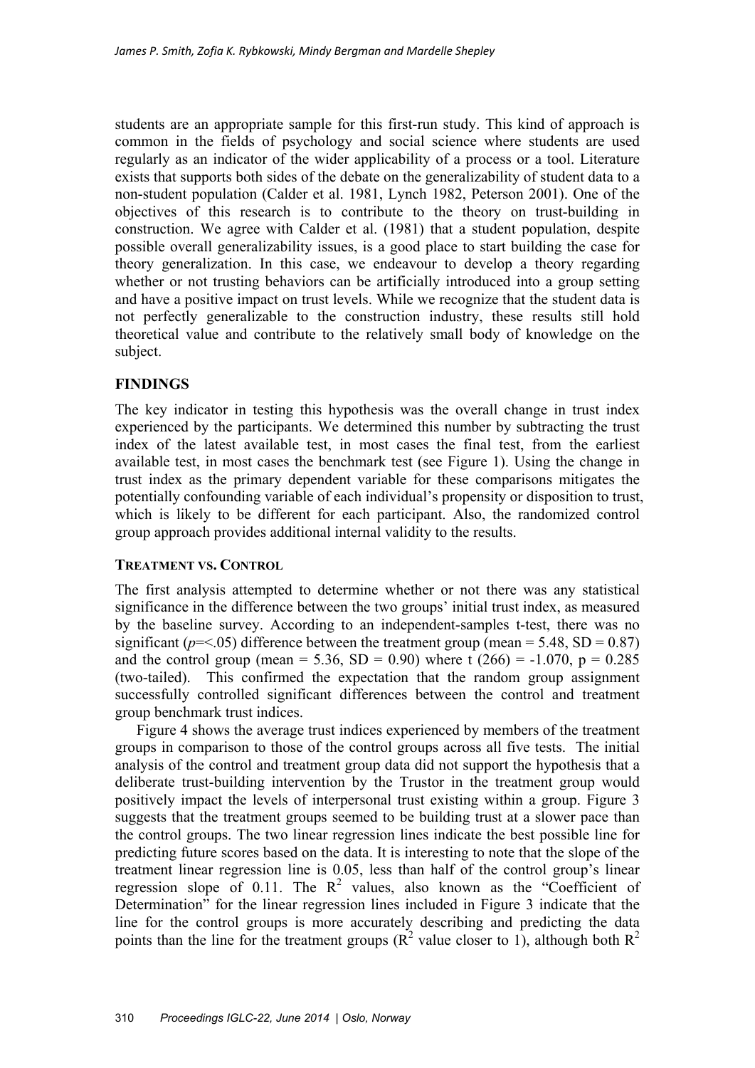students are an appropriate sample for this first-run study. This kind of approach is common in the fields of psychology and social science where students are used regularly as an indicator of the wider applicability of a process or a tool. Literature exists that supports both sides of the debate on the generalizability of student data to a non-student population (Calder et al. 1981, Lynch 1982, Peterson 2001). One of the objectives of this research is to contribute to the theory on trust-building in construction. We agree with Calder et al. (1981) that a student population, despite possible overall generalizability issues, is a good place to start building the case for theory generalization. In this case, we endeavour to develop a theory regarding whether or not trusting behaviors can be artificially introduced into a group setting and have a positive impact on trust levels. While we recognize that the student data is not perfectly generalizable to the construction industry, these results still hold theoretical value and contribute to the relatively small body of knowledge on the subject.

## FINDINGS

The key indicator in testing this hypothesis was the overall change in trust index experienced by the participants. We determined this number by subtracting the trust index of the latest available test, in most cases the final test, from the earliest available test, in most cases the benchmark test (see Figure 1). Using the change in trust index as the primary dependent variable for these comparisons mitigates the potentially confounding variable of each individual's propensity or disposition to trust, which is likely to be different for each participant. Also, the randomized control group approach provides additional internal validity to the results.

### TREATMENT VS. CONTROL

The first analysis attempted to determine whether or not there was any statistical significance in the difference between the two groups' initial trust index, as measured by the baseline survey. According to an independent-samples t-test, there was no significant ($p$=<.05) difference between the treatment group (mean = 5.48, SD = 0.87) and the control group (mean = 5.36, SD = 0.90) where t (266) = -1.070, p = 0.285 (two-tailed). This confirmed the expectation that the random group assignment successfully controlled significant differences between the control and treatment group benchmark trust indices.

Figure 4 shows the average trust indices experienced by members of the treatment groups in comparison to those of the control groups across all five tests. The initial analysis of the control and treatment group data did not support the hypothesis that a deliberate trust-building intervention by the Trustor in the treatment group would positively impact the levels of interpersonal trust existing within a group. Figure 3 suggests that the treatment groups seemed to be building trust at a slower pace than the control groups. The two linear regression lines indicate the best possible line for predicting future scores based on the data. It is interesting to note that the slope of the treatment linear regression line is 0.05, less than half of the control group's linear regression slope of 0.11. The $R^2$ values, also known as the "Coefficient of Determination" for the linear regression lines included in Figure 3 indicate that the line for the control groups is more accurately describing and predicting the data points than the line for the treatment groups ($R^2$ value closer to 1), although both $R^2$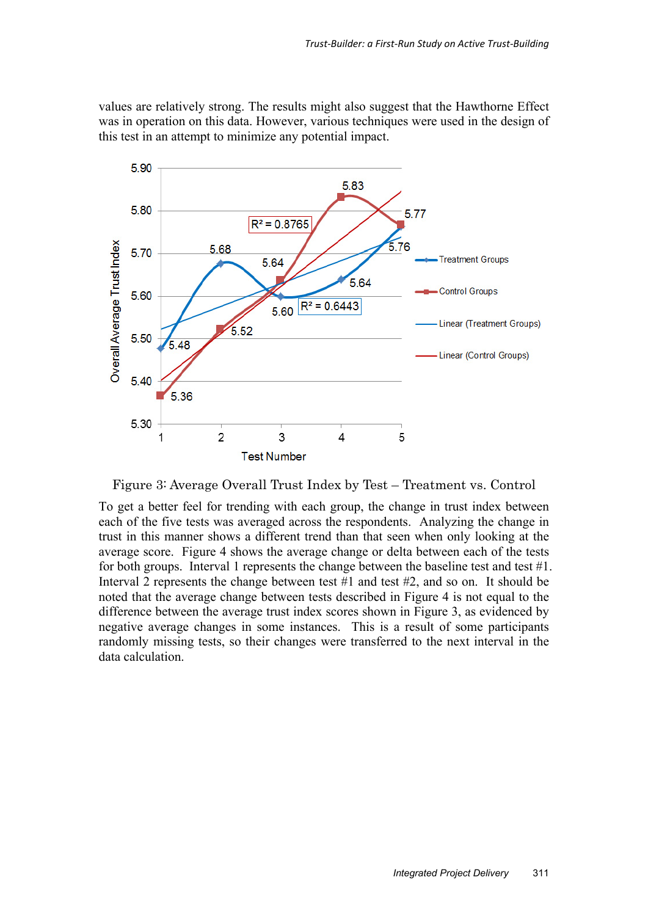values are relatively strong. The results might also suggest that the Hawthorne Effect was in operation on this data. However, various techniques were used in the design of this test in an attempt to minimize any potential impact.

Figure 3: Average Overall Trust Index by Test – Treatment vs. Control

To get a better feel for trending with each group, the change in trust index between each of the five tests was averaged across the respondents. Analyzing the change in trust in this manner shows a different trend than that seen when only looking at the average score. Figure 4 shows the average change or delta between each of the tests for both groups. Interval 1 represents the change between the baseline test and test #1. Interval 2 represents the change between test #1 and test #2, and so on. It should be noted that the average change between tests described in Figure 4 is not equal to the difference between the average trust index scores shown in Figure 3, as evidenced by negative average changes in some instances. This is a result of some participants randomly missing tests, so their changes were transferred to the next interval in the data calculation.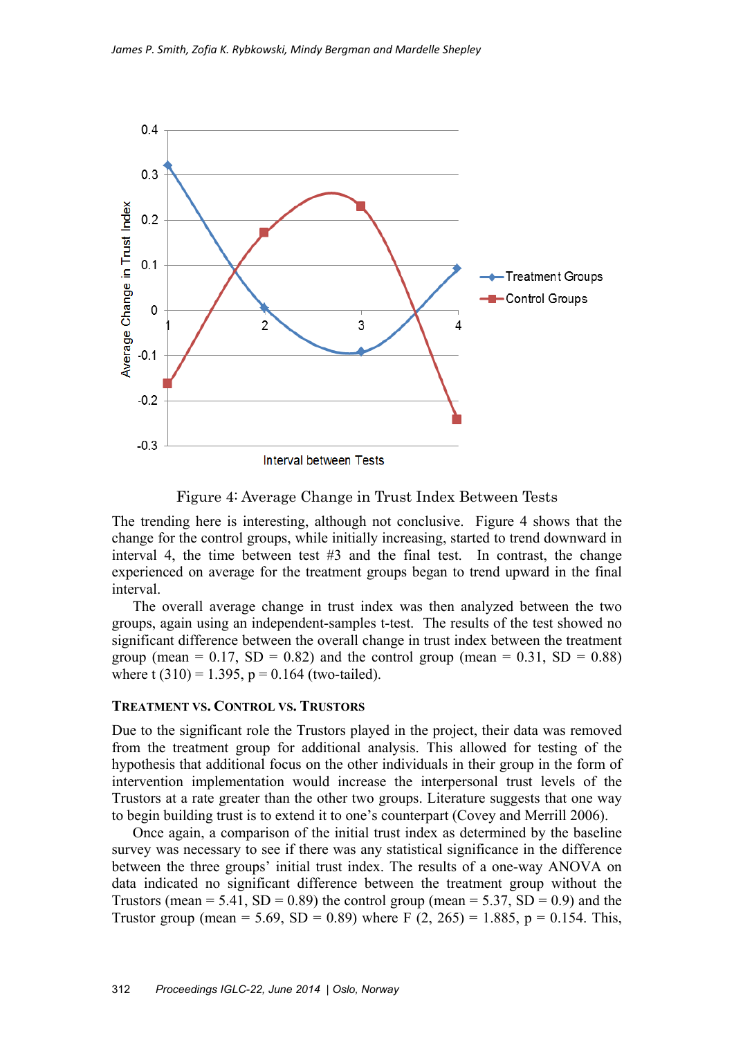Figure 4: Average Change in Trust Index Between Tests

The trending here is interesting, although not conclusive. Figure 4 shows that the change for the control groups, while initially increasing, started to trend downward in interval 4, the time between test #3 and the final test. In contrast, the change experienced on average for the treatment groups began to trend upward in the final interval.

The overall average change in trust index was then analyzed between the two groups, again using an independent-samples t-test. The results of the test showed no significant difference between the overall change in trust index between the treatment group (mean = 0.17, SD = 0.82) and the control group (mean = 0.31, SD = 0.88) where $t\ (310) = 1.395$, $p = 0.164$ (two-tailed).

### TREATMENT VS. CONTROL VS. TRUSTORS

Due to the significant role the Trustors played in the project, their data was removed from the treatment group for additional analysis. This allowed for testing of the hypothesis that additional focus on the other individuals in their group in the form of intervention implementation would increase the interpersonal trust levels of the Trustors at a rate greater than the other two groups. Literature suggests that one way to begin building trust is to extend it to one's counterpart (Covey and Merrill 2006).

Once again, a comparison of the initial trust index as determined by the baseline survey was necessary to see if there was any statistical significance in the difference between the three groups' initial trust index. The results of a one-way ANOVA on data indicated no significant difference between the treatment group without the Trustors (mean = 5.41, SD = 0.89) the control group (mean = 5.37, SD = 0.9) and the Trustor group (mean = 5.69, SD = 0.89) where $F\ (2, 265) = 1.885$, $p = 0.154$. This,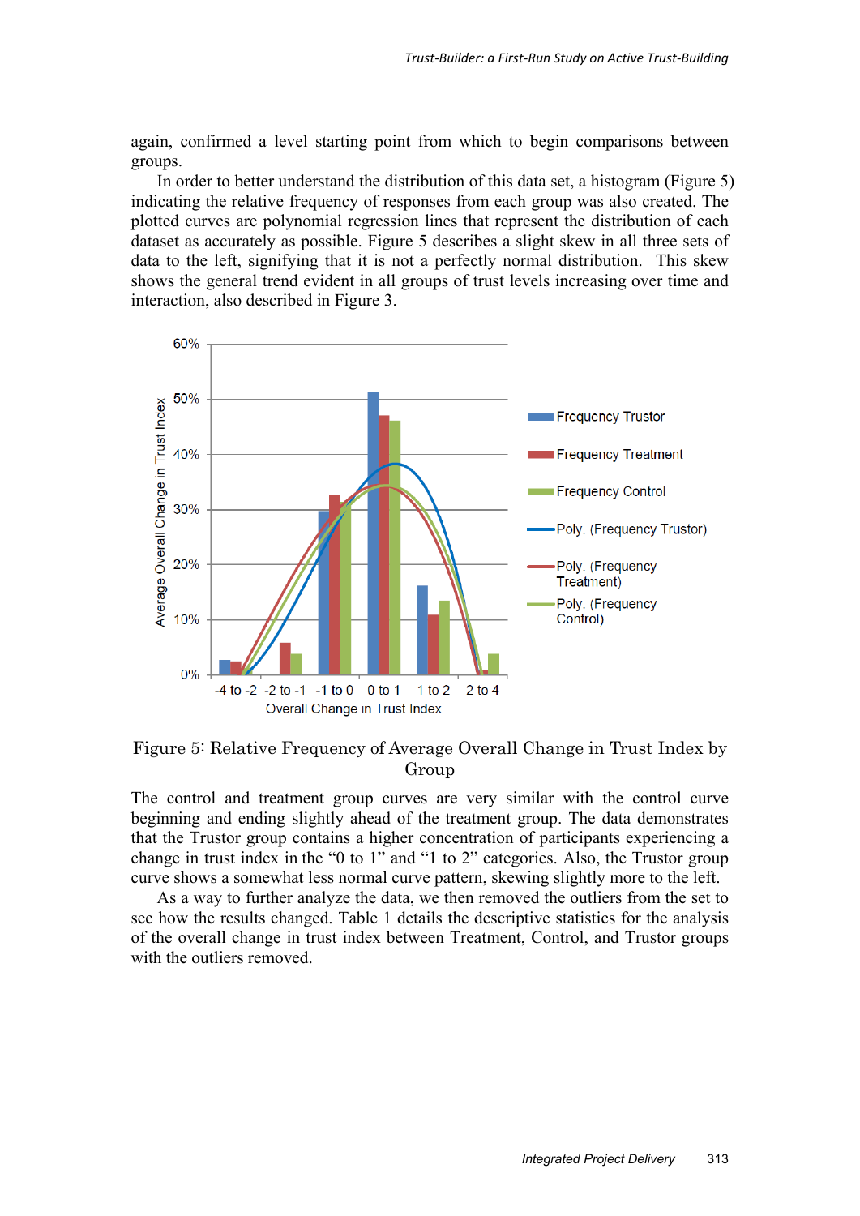again, confirmed a level starting point from which to begin comparisons between groups.

In order to better understand the distribution of this data set, a histogram (Figure 5) indicating the relative frequency of responses from each group was also created. The plotted curves are polynomial regression lines that represent the distribution of each dataset as accurately as possible. Figure 5 describes a slight skew in all three sets of data to the left, signifying that it is not a perfectly normal distribution. This skew shows the general trend evident in all groups of trust levels increasing over time and interaction, also described in Figure 3.

Figure 5: Relative Frequency of Average Overall Change in Trust Index by Group

The control and treatment group curves are very similar with the control curve beginning and ending slightly ahead of the treatment group. The data demonstrates that the Trustor group contains a higher concentration of participants experiencing a change in trust index in the "0 to 1" and "1 to 2" categories. Also, the Trustor group curve shows a somewhat less normal curve pattern, skewing slightly more to the left.

As a way to further analyze the data, we then removed the outliers from the set to see how the results changed. Table 1 details the descriptive statistics for the analysis of the overall change in trust index between Treatment, Control, and Trustor groups with the outliers removed.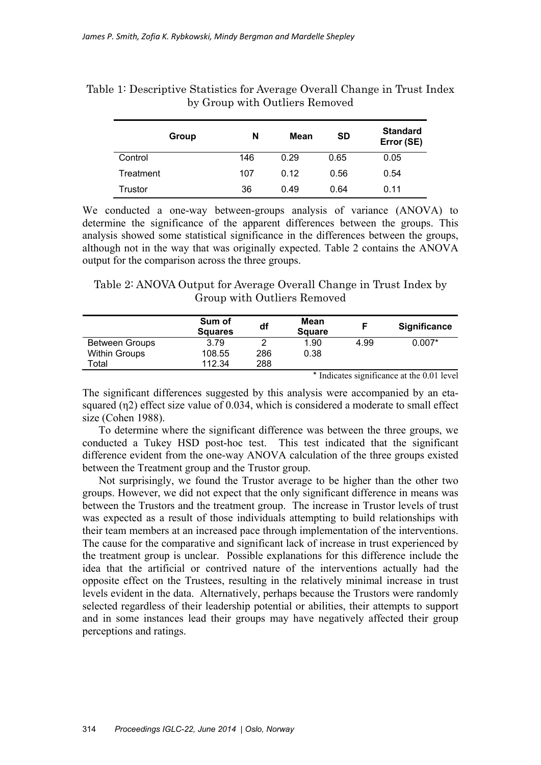Table 1: Descriptive Statistics for Average Overall Change in Trust Index by Group with Outliers Removed

| Group | N | Mean | SD | Standard Error (SE) |
|---|---|---|---|---|
| Control | 146 | 0.29 | 0.65 | 0.05 |
| Treatment | 107 | 0.12 | 0.56 | 0.54 |
| Trustor | 36 | 0.49 | 0.64 | 0.11 |

We conducted a one-way between-groups analysis of variance (ANOVA) to determine the significance of the apparent differences between the groups. This analysis showed some statistical significance in the differences between the groups, although not in the way that was originally expected. Table 2 contains the ANOVA output for the comparison across the three groups.

Table 2: ANOVA Output for Average Overall Change in Trust Index by Group with Outliers Removed

| | Sum of Squares | df | Mean Square | F | Significance |
|---|---|---|---|---|---|
| Between Groups | 3.79 | 2 | 1.90 | 4.99 | 0.007* |
| Within Groups | 108.55 | 286 | 0.38 | | |
| Total | 112.34 | 288 | | | |

\* Indicates significance at the 0.01 level

The significant differences suggested by this analysis were accompanied by an eta-squared ($\eta^2$) effect size value of 0.034, which is considered a moderate to small effect size (Cohen 1988).

To determine where the significant difference was between the three groups, we conducted a Tukey HSD post-hoc test. This test indicated that the significant difference evident from the one-way ANOVA calculation of the three groups existed between the Treatment group and the Trustor group.

Not surprisingly, we found the Trustor average to be higher than the other two groups. However, we did not expect that the only significant difference in means was between the Trustors and the treatment group. The increase in Trustor levels of trust was expected as a result of those individuals attempting to build relationships with their team members at an increased pace through implementation of the interventions. The cause for the comparative and significant lack of increase in trust experienced by the treatment group is unclear. Possible explanations for this difference include the idea that the artificial or contrived nature of the interventions actually had the opposite effect on the Trustees, resulting in the relatively minimal increase in trust levels evident in the data. Alternatively, perhaps because the Trustors were randomly selected regardless of their leadership potential or abilities, their attempts to support and in some instances lead their groups may have negatively affected their group perceptions and ratings.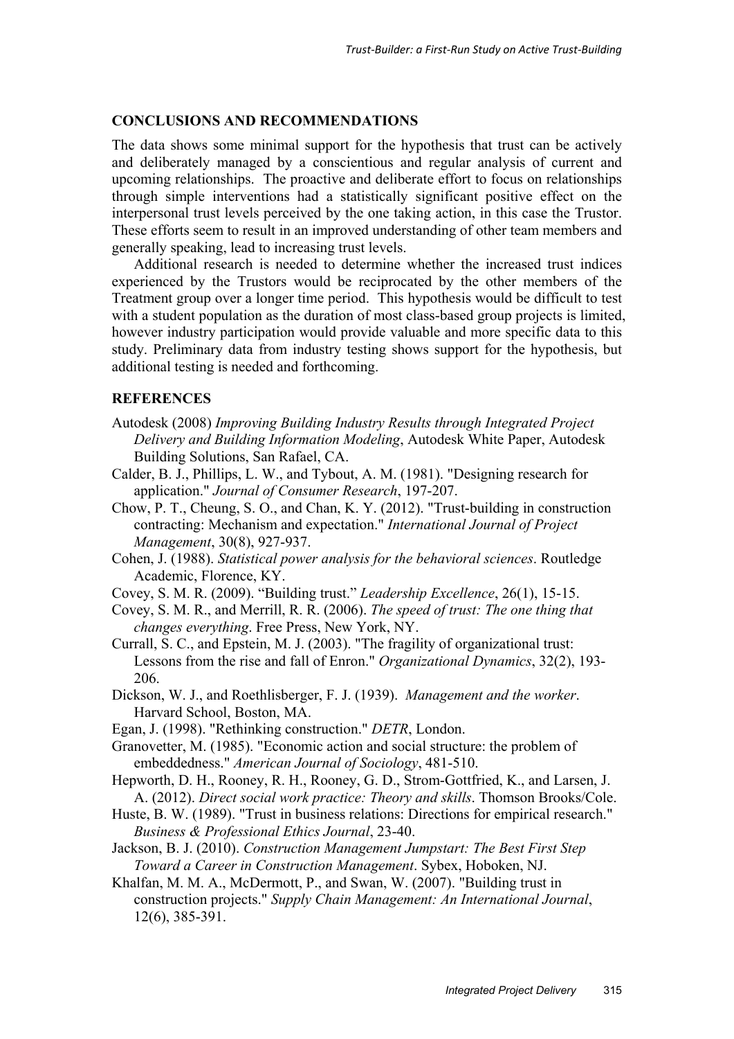## CONCLUSIONS AND RECOMMENDATIONS

The data shows some minimal support for the hypothesis that trust can be actively and deliberately managed by a conscientious and regular analysis of current and upcoming relationships. The proactive and deliberate effort to focus on relationships through simple interventions had a statistically significant positive effect on the interpersonal trust levels perceived by the one taking action, in this case the Trustor. These efforts seem to result in an improved understanding of other team members and generally speaking, lead to increasing trust levels.

Additional research is needed to determine whether the increased trust indices experienced by the Trustors would be reciprocated by the other members of the Treatment group over a longer time period. This hypothesis would be difficult to test with a student population as the duration of most class-based group projects is limited, however industry participation would provide valuable and more specific data to this study. Preliminary data from industry testing shows support for the hypothesis, but additional testing is needed and forthcoming.

## REFERENCES

Autodesk (2008) *Improving Building Industry Results through Integrated Project Delivery and Building Information Modeling*, Autodesk White Paper, Autodesk Building Solutions, San Rafael, CA.

Calder, B. J., Phillips, L. W., and Tybout, A. M. (1981). "Designing research for application." *Journal of Consumer Research*, 197-207.

Chow, P. T., Cheung, S. O., and Chan, K. Y. (2012). "Trust-building in construction contracting: Mechanism and expectation." *International Journal of Project Management*, 30(8), 927-937.

Cohen, J. (1988). *Statistical power analysis for the behavioral sciences*. Routledge Academic, Florence, KY.

Covey, S. M. R. (2009). "Building trust." *Leadership Excellence*, 26(1), 15-15.

Covey, S. M. R., and Merrill, R. R. (2006). *The speed of trust: The one thing that changes everything*. Free Press, New York, NY.

Currall, S. C., and Epstein, M. J. (2003). "The fragility of organizational trust: Lessons from the rise and fall of Enron." *Organizational Dynamics*, 32(2), 193-206.

Dickson, W. J., and Roethlisberger, F. J. (1939). *Management and the worker*. Harvard School, Boston, MA.

Egan, J. (1998). "Rethinking construction." *DETR*, London.

Granovetter, M. (1985). "Economic action and social structure: the problem of embeddedness." *American Journal of Sociology*, 481-510.

Hepworth, D. H., Rooney, R. H., Rooney, G. D., Strom-Gottfried, K., and Larsen, J. A. (2012). *Direct social work practice: Theory and skills*. Thomson Brooks/Cole.

Huste, B. W. (1989). "Trust in business relations: Directions for empirical research." *Business & Professional Ethics Journal*, 23-40.

Jackson, B. J. (2010). *Construction Management Jumpstart: The Best First Step Toward a Career in Construction Management*. Sybex, Hoboken, NJ.

Khalfan, M. M. A., McDermott, P., and Swan, W. (2007). "Building trust in construction projects." *Supply Chain Management: An International Journal*, 12(6), 385-391.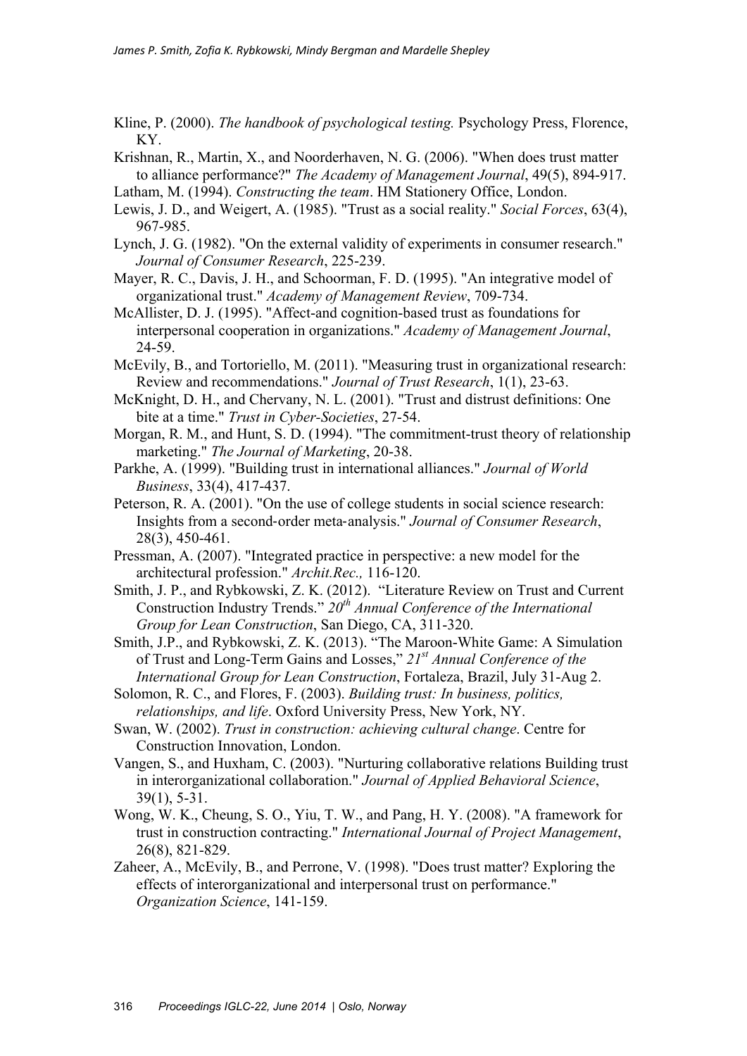Kline, P. (2000). *The handbook of psychological testing.* Psychology Press, Florence, KY.

Krishnan, R., Martin, X., and Noorderhaven, N. G. (2006). "When does trust matter to alliance performance?" *The Academy of Management Journal*, 49(5), 894-917.

Latham, M. (1994). *Constructing the team*. HM Stationery Office, London.

Lewis, J. D., and Weigert, A. (1985). "Trust as a social reality." *Social Forces*, 63(4), 967-985.

Lynch, J. G. (1982). "On the external validity of experiments in consumer research." *Journal of Consumer Research*, 225-239.

Mayer, R. C., Davis, J. H., and Schoorman, F. D. (1995). "An integrative model of organizational trust." *Academy of Management Review*, 709-734.

McAllister, D. J. (1995). "Affect-and cognition-based trust as foundations for interpersonal cooperation in organizations." *Academy of Management Journal*, 24-59.

McEvily, B., and Tortoriello, M. (2011). "Measuring trust in organizational research: Review and recommendations." *Journal of Trust Research*, 1(1), 23-63.

McKnight, D. H., and Chervany, N. L. (2001). "Trust and distrust definitions: One bite at a time." *Trust in Cyber-Societies*, 27-54.

Morgan, R. M., and Hunt, S. D. (1994). "The commitment-trust theory of relationship marketing." *The Journal of Marketing*, 20-38.

Parkhe, A. (1999). "Building trust in international alliances." *Journal of World Business*, 33(4), 417-437.

Peterson, R. A. (2001). "On the use of college students in social science research: Insights from a second-order meta-analysis." *Journal of Consumer Research*, 28(3), 450-461.

Pressman, A. (2007). "Integrated practice in perspective: a new model for the architectural profession." *Archit.Rec.,* 116-120.

Smith, J. P., and Rybkowski, Z. K. (2012). "Literature Review on Trust and Current Construction Industry Trends." *20th Annual Conference of the International Group for Lean Construction*, San Diego, CA, 311-320.

Smith, J.P., and Rybkowski, Z. K. (2013). "The Maroon-White Game: A Simulation of Trust and Long-Term Gains and Losses," *21st Annual Conference of the International Group for Lean Construction*, Fortaleza, Brazil, July 31-Aug 2.

Solomon, R. C., and Flores, F. (2003). *Building trust: In business, politics, relationships, and life*. Oxford University Press, New York, NY.

Swan, W. (2002). *Trust in construction: achieving cultural change*. Centre for Construction Innovation, London.

Vangen, S., and Huxham, C. (2003). "Nurturing collaborative relations Building trust in interorganizational collaboration." *Journal of Applied Behavioral Science*, 39(1), 5-31.

Wong, W. K., Cheung, S. O., Yiu, T. W., and Pang, H. Y. (2008). "A framework for trust in construction contracting." *International Journal of Project Management*, 26(8), 821-829.

Zaheer, A., McEvily, B., and Perrone, V. (1998). "Does trust matter? Exploring the effects of interorganizational and interpersonal trust on performance." *Organization Science*, 141-159.